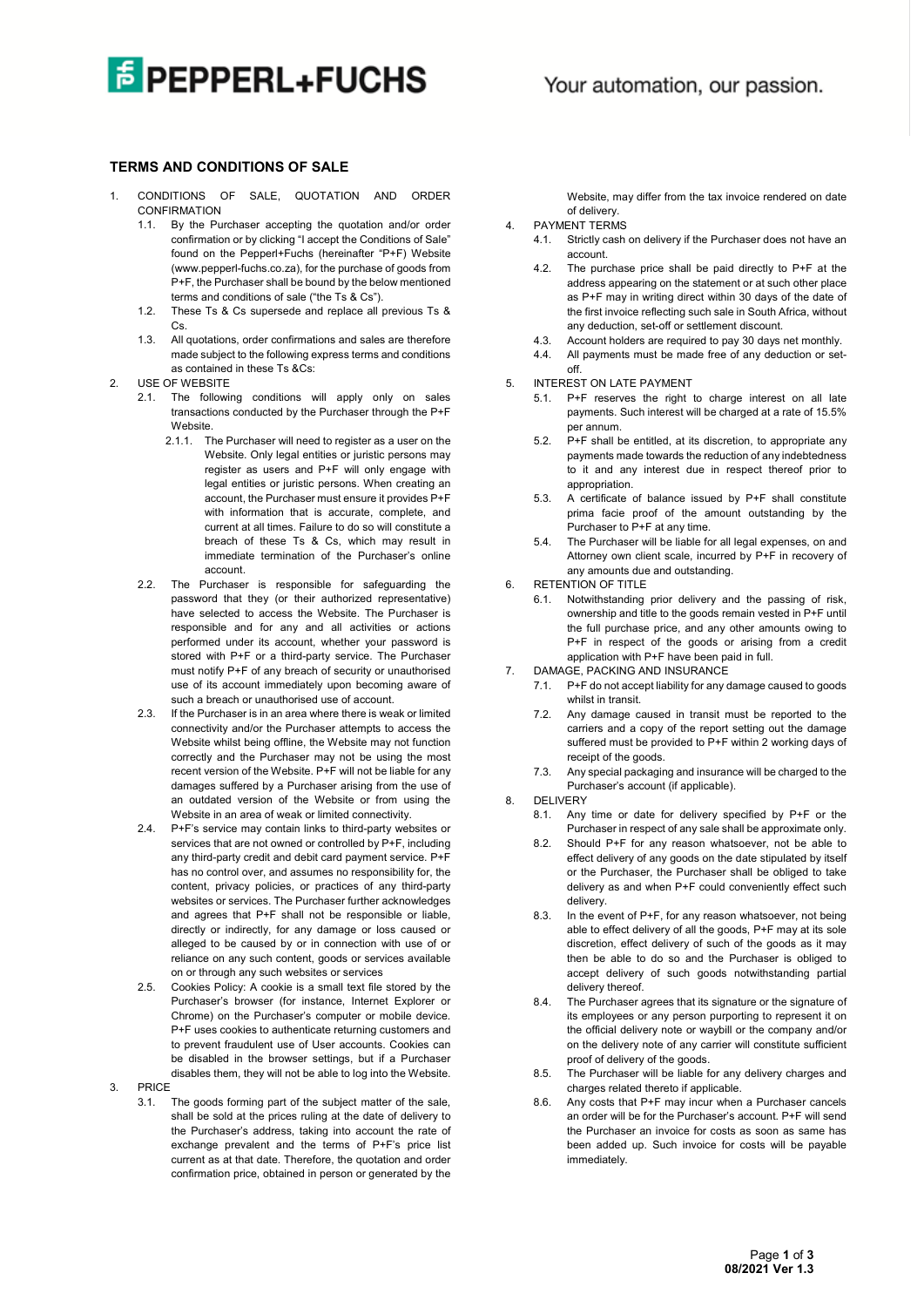# TERMS AND CONDITIONS OF SALE

1. CONDITIONS OF SALE, QUOTATION AND ORDER CONFIRMATION
   1.1. By the Purchaser accepting the quotation and/or order confirmation or by clicking "I accept the Conditions of Sale" found on the Pepperl+Fuchs (hereinafter "P+F) Website (www.pepperl-fuchs.co.za), for the purchase of goods from P+F, the Purchaser shall be bound by the below mentioned terms and conditions of sale ("the Ts & Cs").
   1.2. These Ts & Cs supersede and replace all previous Ts & Cs.
   1.3. All quotations, order confirmations and sales are therefore made subject to the following express terms and conditions as contained in these Ts &Cs:
2. USE OF WEBSITE
   2.1. The following conditions will apply only on sales transactions conducted by the Purchaser through the P+F Website.
      2.1.1. The Purchaser will need to register as a user on the Website. Only legal entities or juristic persons may register as users and P+F will only engage with legal entities or juristic persons. When creating an account, the Purchaser must ensure it provides P+F with information that is accurate, complete, and current at all times. Failure to do so will constitute a breach of these Ts & Cs, which may result in immediate termination of the Purchaser's online account.
   2.2. The Purchaser is responsible for safeguarding the password that they (or their authorized representative) have selected to access the Website. The Purchaser is responsible and for any and all activities or actions performed under its account, whether your password is stored with P+F or a third-party service. The Purchaser must notify P+F of any breach of security or unauthorised use of its account immediately upon becoming aware of such a breach or unauthorised use of account.
   2.3. If the Purchaser is in an area where there is weak or limited connectivity and/or the Purchaser attempts to access the Website whilst being offline, the Website may not function correctly and the Purchaser may not be using the most recent version of the Website. P+F will not be liable for any damages suffered by a Purchaser arising from the use of an outdated version of the Website or from using the Website in an area of weak or limited connectivity.
   2.4. P+F's service may contain links to third-party websites or services that are not owned or controlled by P+F, including any third-party credit and debit card payment service. P+F has no control over, and assumes no responsibility for, the content, privacy policies, or practices of any third-party websites or services. The Purchaser further acknowledges and agrees that P+F shall not be responsible or liable, directly or indirectly, for any damage or loss caused or alleged to be caused by or in connection with use of or reliance on any such content, goods or services available on or through any such websites or services
   2.5. Cookies Policy: A cookie is a small text file stored by the Purchaser's browser (for instance, Internet Explorer or Chrome) on the Purchaser's computer or mobile device. P+F uses cookies to authenticate returning customers and to prevent fraudulent use of User accounts. Cookies can be disabled in the browser settings, but if a Purchaser disables them, they will not be able to log into the Website.
3. PRICE
   3.1. The goods forming part of the subject matter of the sale, shall be sold at the prices ruling at the date of delivery to the Purchaser's address, taking into account the rate of exchange prevalent and the terms of P+F's price list current as at that date. Therefore, the quotation and order confirmation price, obtained in person or generated by the Website, may differ from the tax invoice rendered on date of delivery.
4. PAYMENT TERMS
   4.1. Strictly cash on delivery if the Purchaser does not have an account.
   4.2. The purchase price shall be paid directly to P+F at the address appearing on the statement or at such other place as P+F may in writing direct within 30 days of the date of the first invoice reflecting such sale in South Africa, without any deduction, set-off or settlement discount.
   4.3. Account holders are required to pay 30 days net monthly.
   4.4. All payments must be made free of any deduction or set-off.
5. INTEREST ON LATE PAYMENT
   5.1. P+F reserves the right to charge interest on all late payments. Such interest will be charged at a rate of 15.5% per annum.
   5.2. P+F shall be entitled, at its discretion, to appropriate any payments made towards the reduction of any indebtedness to it and any interest due in respect thereof prior to appropriation.
   5.3. A certificate of balance issued by P+F shall constitute prima facie proof of the amount outstanding by the Purchaser to P+F at any time.
   5.4. The Purchaser will be liable for all legal expenses, on and Attorney own client scale, incurred by P+F in recovery of any amounts due and outstanding.
6. RETENTION OF TITLE
   6.1. Notwithstanding prior delivery and the passing of risk, ownership and title to the goods remain vested in P+F until the full purchase price, and any other amounts owing to P+F in respect of the goods or arising from a credit application with P+F have been paid in full.
7. DAMAGE, PACKING AND INSURANCE
   7.1. P+F do not accept liability for any damage caused to goods whilst in transit.
   7.2. Any damage caused in transit must be reported to the carriers and a copy of the report setting out the damage suffered must be provided to P+F within 2 working days of receipt of the goods.
   7.3. Any special packaging and insurance will be charged to the Purchaser's account (if applicable).
8. DELIVERY
   8.1. Any time or date for delivery specified by P+F or the Purchaser in respect of any sale shall be approximate only.
   8.2. Should P+F for any reason whatsoever, not be able to effect delivery of any goods on the date stipulated by itself or the Purchaser, the Purchaser shall be obliged to take delivery as and when P+F could conveniently effect such delivery.
   8.3. In the event of P+F, for any reason whatsoever, not being able to effect delivery of all the goods, P+F may at its sole discretion, effect delivery of such of the goods as it may then be able to do so and the Purchaser is obliged to accept delivery of such goods notwithstanding partial delivery thereof.
   8.4. The Purchaser agrees that its signature or the signature of its employees or any person purporting to represent it on the official delivery note or waybill or the company and/or on the delivery note of any carrier will constitute sufficient proof of delivery of the goods.
   8.5. The Purchaser will be liable for any delivery charges and charges related thereto if applicable.
   8.6. Any costs that P+F may incur when a Purchaser cancels an order will be for the Purchaser's account. P+F will send the Purchaser an invoice for costs as soon as same has been added up. Such invoice for costs will be payable immediately.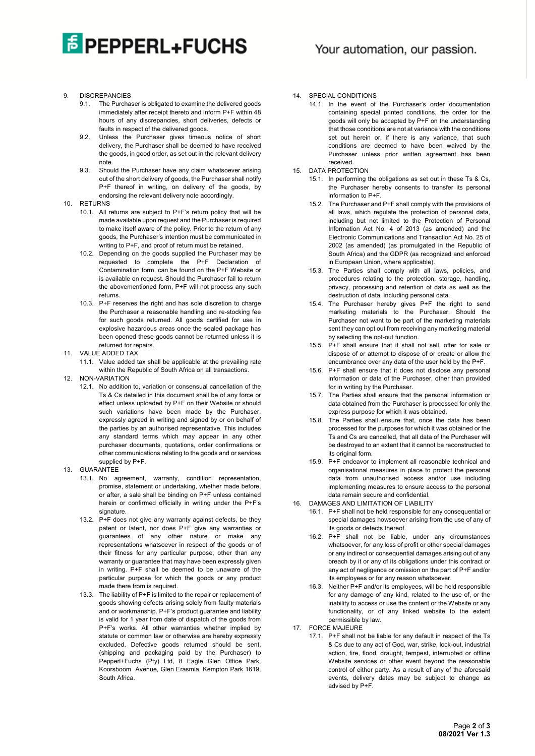9. DISCREPANCIES
    - 9.1. The Purchaser is obligated to examine the delivered goods immediately after receipt thereto and inform P+F within 48 hours of any discrepancies, short deliveries, defects or faults in respect of the delivered goods.
    - 9.2. Unless the Purchaser gives timeous notice of short delivery, the Purchaser shall be deemed to have received the goods, in good order, as set out in the relevant delivery note.
    - 9.3. Should the Purchaser have any claim whatsoever arising out of the short delivery of goods, the Purchaser shall notify P+F thereof in writing, on delivery of the goods, by endorsing the relevant delivery note accordingly.
10. RETURNS
    - 10.1. All returns are subject to P+F's return policy that will be made available upon request and the Purchaser is required to make itself aware of the policy. Prior to the return of any goods, the Purchaser's intention must be communicated in writing to P+F, and proof of return must be retained.
    - 10.2. Depending on the goods supplied the Purchaser may be requested to complete the P+F Declaration of Contamination form, can be found on the P+F Website or is available on request. Should the Purchaser fail to return the abovementioned form, P+F will not process any such returns.
    - 10.3. P+F reserves the right and has sole discretion to charge the Purchaser a reasonable handling and re-stocking fee for such goods returned. All goods certified for use in explosive hazardous areas once the sealed package has been opened these goods cannot be returned unless it is returned for repairs.
11. VALUE ADDED TAX
    - 11.1. Value added tax shall be applicable at the prevailing rate within the Republic of South Africa on all transactions.
12. NON-VARIATION
    - 12.1. No addition to, variation or consensual cancellation of the Ts & Cs detailed in this document shall be of any force or effect unless uploaded by P+F on their Website or should such variations have been made by the Purchaser, expressly agreed in writing and signed by or on behalf of the parties by an authorised representative. This includes any standard terms which may appear in any other purchaser documents, quotations, order confirmations or other communications relating to the goods and or services supplied by P+F.
13. GUARANTEE
    - 13.1. No agreement, warranty, condition representation, promise, statement or undertaking, whether made before, or after, a sale shall be binding on P+F unless contained herein or confirmed officially in writing under the P+F's signature.
    - 13.2. P+F does not give any warranty against defects, be they patent or latent, nor does P+F give any warranties or guarantees of any other nature or make any representations whatsoever in respect of the goods or of their fitness for any particular purpose, other than any warranty or guarantee that may have been expressly given in writing. P+F shall be deemed to be unaware of the particular purpose for which the goods or any product made there from is required.
    - 13.3. The liability of P+F is limited to the repair or replacement of goods showing defects arising solely from faulty materials and or workmanship. P+F's product guarantee and liability is valid for 1 year from date of dispatch of the goods from P+F's works. All other warranties whether implied by statute or common law or otherwise are hereby expressly excluded. Defective goods returned should be sent, (shipping and packaging paid by the Purchaser) to Pepperl+Fuchs (Pty) Ltd, 8 Eagle Glen Office Park, Koorsboom Avenue, Glen Erasmia, Kempton Park 1619, South Africa.
14. SPECIAL CONDITIONS
    - 14.1. In the event of the Purchaser's order documentation containing special printed conditions, the order for the goods will only be accepted by P+F on the understanding that those conditions are not at variance with the conditions set out herein or, if there is any variance, that such conditions are deemed to have been waived by the Purchaser unless prior written agreement has been received.
15. DATA PROTECTION
    - 15.1. In performing the obligations as set out in these Ts & Cs, the Purchaser hereby consents to transfer its personal information to P+F.
    - 15.2. The Purchaser and P+F shall comply with the provisions of all laws, which regulate the protection of personal data, including but not limited to the Protection of Personal Information Act No. 4 of 2013 (as amended) and the Electronic Communications and Transaction Act No. 25 of 2002 (as amended) (as promulgated in the Republic of South Africa) and the GDPR (as recognized and enforced in European Union, where applicable).
    - 15.3. The Parties shall comply with all laws, policies, and procedures relating to the protection, storage, handling, privacy, processing and retention of data as well as the destruction of data, including personal data.
    - 15.4. The Purchaser hereby gives P+F the right to send marketing materials to the Purchaser. Should the Purchaser not want to be part of the marketing materials sent they can opt out from receiving any marketing material by selecting the opt-out function.
    - 15.5. P+F shall ensure that it shall not sell, offer for sale or dispose of or attempt to dispose of or create or allow the encumbrance over any data of the user held by the P+F.
    - 15.6. P+F shall ensure that it does not disclose any personal information or data of the Purchaser, other than provided for in writing by the Purchaser.
    - 15.7. The Parties shall ensure that the personal information or data obtained from the Purchaser is processed for only the express purpose for which it was obtained.
    - 15.8. The Parties shall ensure that, once the data has been processed for the purposes for which it was obtained or the Ts and Cs are cancelled, that all data of the Purchaser will be destroyed to an extent that it cannot be reconstructed to its original form.
    - 15.9. P+F endeavor to implement all reasonable technical and organisational measures in place to protect the personal data from unauthorised access and/or use including implementing measures to ensure access to the personal data remain secure and confidential.
16. DAMAGES AND LIMITATION OF LIABILITY
    - 16.1. P+F shall not be held responsible for any consequential or special damages howsoever arising from the use of any of its goods or defects thereof.
    - 16.2. P+F shall not be liable, under any circumstances whatsoever, for any loss of profit or other special damages or any indirect or consequential damages arising out of any breach by it or any of its obligations under this contract or any act of negligence or omission on the part of P+F and/or its employees or for any reason whatsoever.
    - 16.3. Neither P+F and/or its employees, will be held responsible for any damage of any kind, related to the use of, or the inability to access or use the content or the Website or any functionality, or of any linked website to the extent permissible by law.
17. FORCE MAJEURE
    - 17.1. P+F shall not be liable for any default in respect of the Ts & Cs due to any act of God, war, strike, lock-out, industrial action, fire, flood, draught, tempest, interrupted or offline Website services or other event beyond the reasonable control of either party. As a result of any of the aforesaid events, delivery dates may be subject to change as advised by P+F.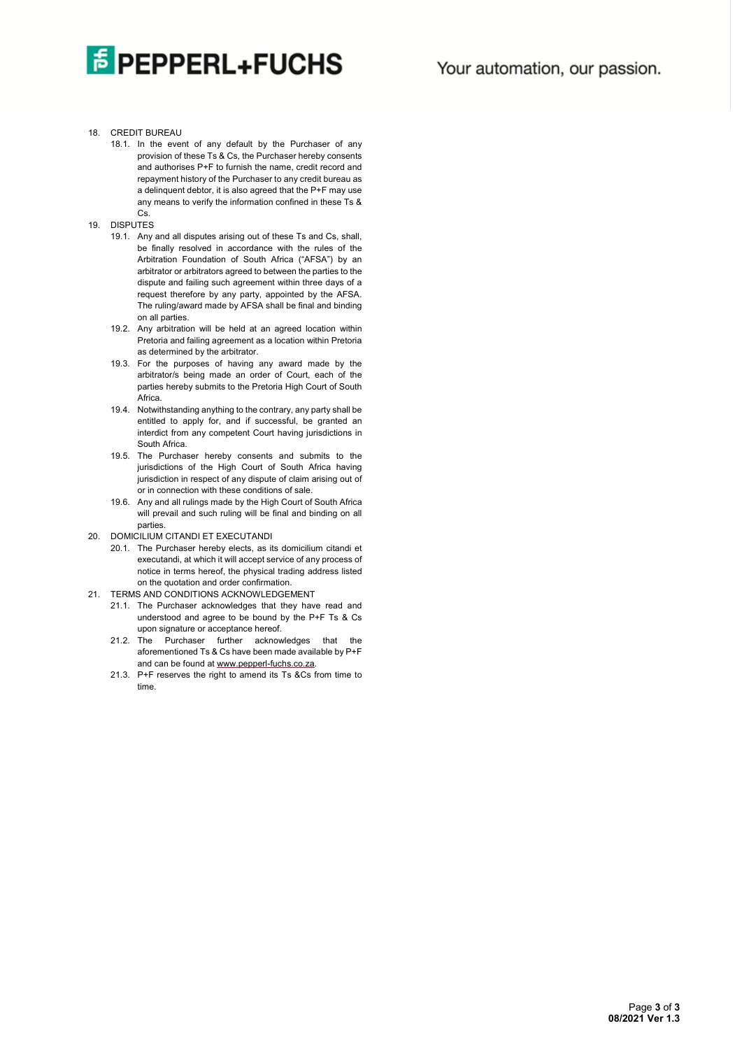18. CREDIT BUREAU
    18.1. In the event of any default by the Purchaser of any provision of these Ts & Cs, the Purchaser hereby consents and authorises P+F to furnish the name, credit record and repayment history of the Purchaser to any credit bureau as a delinquent debtor, it is also agreed that the P+F may use any means to verify the information confined in these Ts & Cs.
19. DISPUTES
    19.1. Any and all disputes arising out of these Ts and Cs, shall, be finally resolved in accordance with the rules of the Arbitration Foundation of South Africa ("AFSA") by an arbitrator or arbitrators agreed to between the parties to the dispute and failing such agreement within three days of a request therefore by any party, appointed by the AFSA. The ruling/award made by AFSA shall be final and binding on all parties.
    19.2. Any arbitration will be held at an agreed location within Pretoria and failing agreement as a location within Pretoria as determined by the arbitrator.
    19.3. For the purposes of having any award made by the arbitrator/s being made an order of Court, each of the parties hereby submits to the Pretoria High Court of South Africa.
    19.4. Notwithstanding anything to the contrary, any party shall be entitled to apply for, and if successful, be granted an interdict from any competent Court having jurisdictions in South Africa.
    19.5. The Purchaser hereby consents and submits to the jurisdictions of the High Court of South Africa having jurisdiction in respect of any dispute of claim arising out of or in connection with these conditions of sale.
    19.6. Any and all rulings made by the High Court of South Africa will prevail and such ruling will be final and binding on all parties.
20. DOMICILIUM CITANDI ET EXECUTANDI
    20.1. The Purchaser hereby elects, as its domicilium citandi et executandi, at which it will accept service of any process of notice in terms hereof, the physical trading address listed on the quotation and order confirmation.
21. TERMS AND CONDITIONS ACKNOWLEDGEMENT
    21.1. The Purchaser acknowledges that they have read and understood and agree to be bound by the P+F Ts & Cs upon signature or acceptance hereof.
    21.2. The Purchaser further acknowledges that the aforementioned Ts & Cs have been made available by P+F and can be found at www.pepperl-fuchs.co.za.
    21.3. P+F reserves the right to amend its Ts &Cs from time to time.